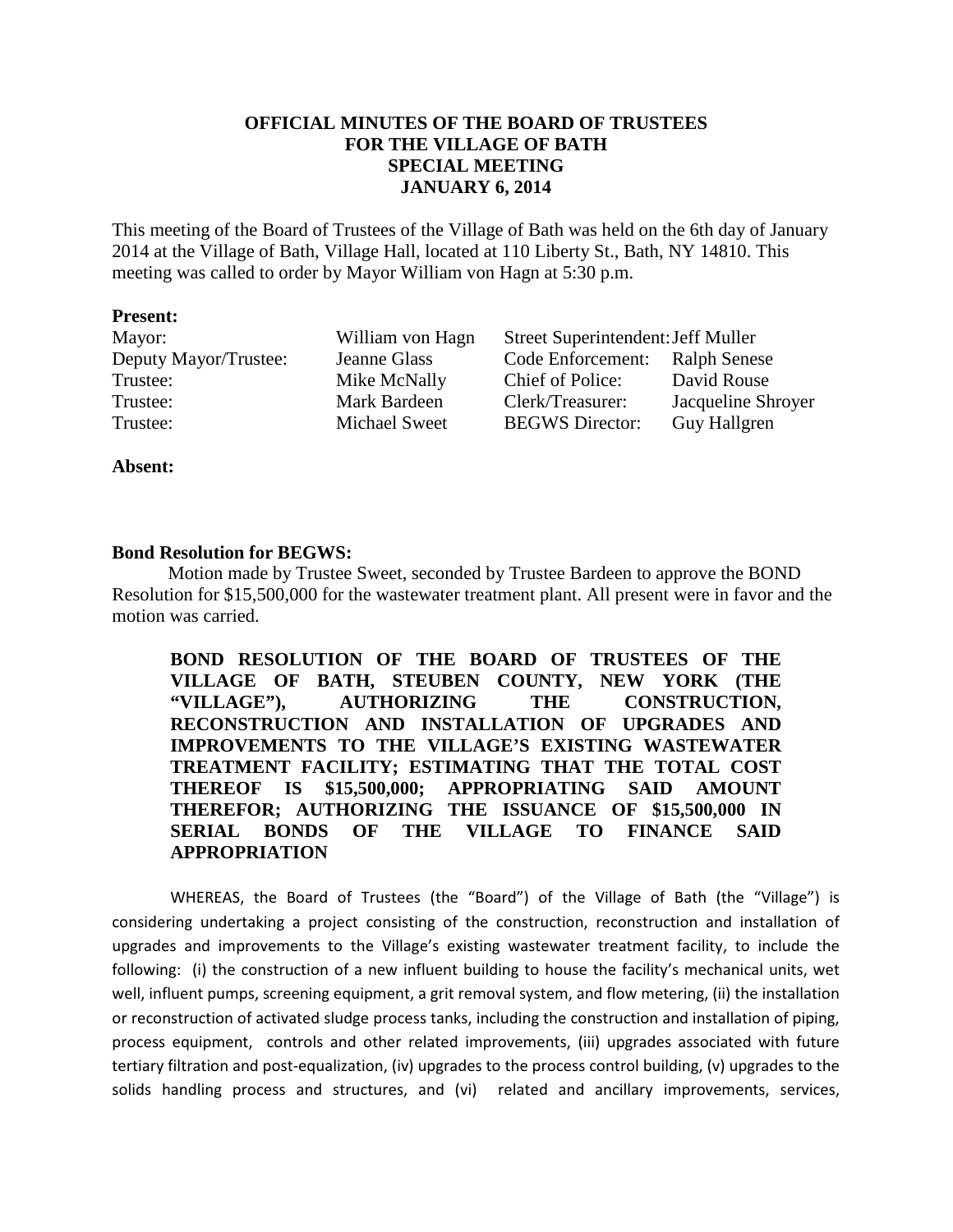# OFFICIAL MINUTES OF THE BOARD OF TRUSTEES FOR THE VILLAGE OF BATH SPECIAL MEETING JANUARY 6, 2014

This meeting of the Board of Trustees of the Village of Bath was held on the 6th day of January 2014 at the Village of Bath, Village Hall, located at 110 Liberty St., Bath, NY 14810. This meeting was called to order by Mayor William von Hagn at 5:30 p.m.

**Present:**

| | | | |
|---|---|---|---|
| Mayor: | William von Hagn | Street Superintendent: | Jeff Muller |
| Deputy Mayor/Trustee: | Jeanne Glass | Code Enforcement: | Ralph Senese |
| Trustee: | Mike McNally | Chief of Police: | David Rouse |
| Trustee: | Mark Bardeen | Clerk/Treasurer: | Jacqueline Shroyer |
| Trustee: | Michael Sweet | BEGWS Director: | Guy Hallgren |

**Absent:**

**Bond Resolution for BEGWS:**

Motion made by Trustee Sweet, seconded by Trustee Bardeen to approve the BOND Resolution for $15,500,000 for the wastewater treatment plant. All present were in favor and the motion was carried.

**BOND RESOLUTION OF THE BOARD OF TRUSTEES OF THE VILLAGE OF BATH, STEUBEN COUNTY, NEW YORK (THE "VILLAGE"), AUTHORIZING THE CONSTRUCTION, RECONSTRUCTION AND INSTALLATION OF UPGRADES AND IMPROVEMENTS TO THE VILLAGE'S EXISTING WASTEWATER TREATMENT FACILITY; ESTIMATING THAT THE TOTAL COST THEREOF IS $15,500,000; APPROPRIATING SAID AMOUNT THEREFOR; AUTHORIZING THE ISSUANCE OF $15,500,000 IN SERIAL BONDS OF THE VILLAGE TO FINANCE SAID APPROPRIATION**

WHEREAS, the Board of Trustees (the "Board") of the Village of Bath (the "Village") is considering undertaking a project consisting of the construction, reconstruction and installation of upgrades and improvements to the Village's existing wastewater treatment facility, to include the following: (i) the construction of a new influent building to house the facility's mechanical units, wet well, influent pumps, screening equipment, a grit removal system, and flow metering, (ii) the installation or reconstruction of activated sludge process tanks, including the construction and installation of piping, process equipment, controls and other related improvements, (iii) upgrades associated with future tertiary filtration and post-equalization, (iv) upgrades to the process control building, (v) upgrades to the solids handling process and structures, and (vi) related and ancillary improvements, services,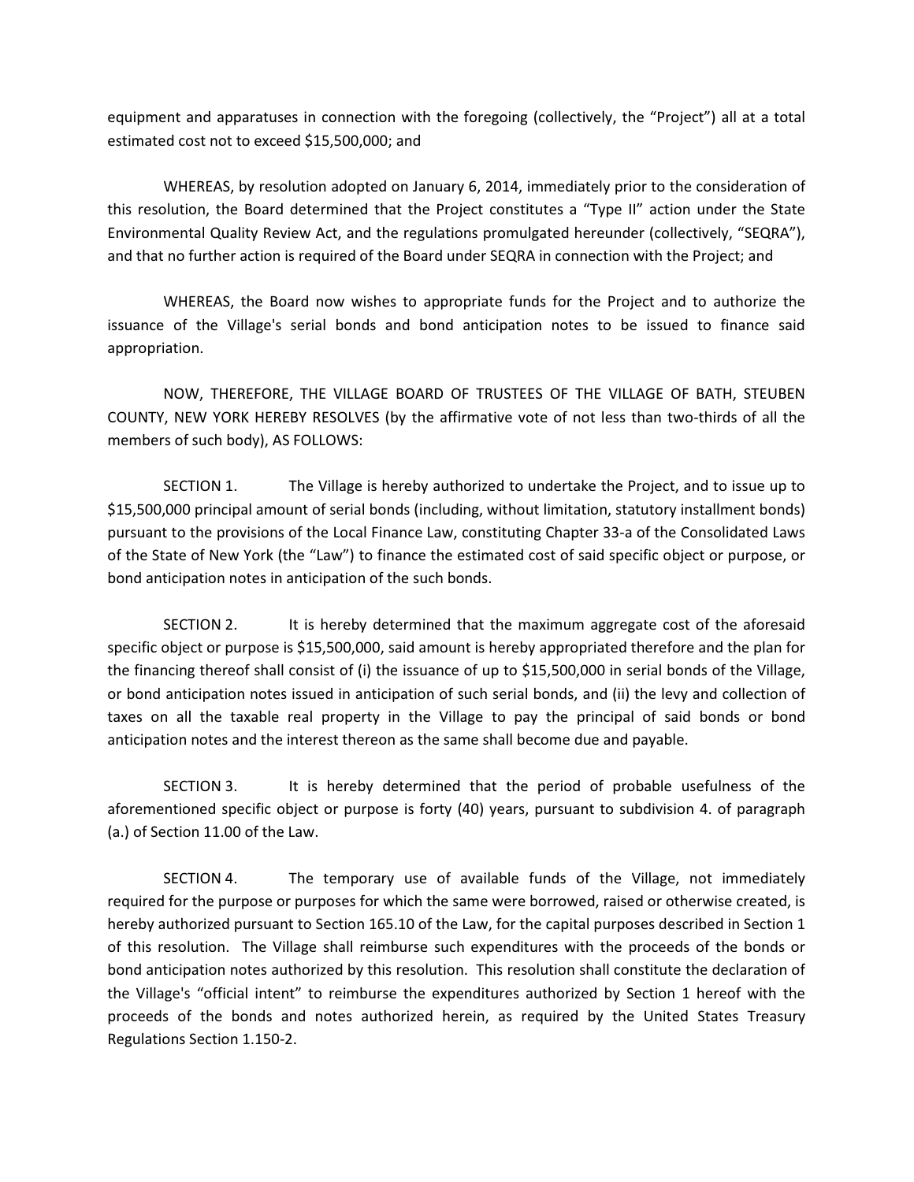equipment and apparatuses in connection with the foregoing (collectively, the "Project") all at a total estimated cost not to exceed $15,500,000; and

WHEREAS, by resolution adopted on January 6, 2014, immediately prior to the consideration of this resolution, the Board determined that the Project constitutes a "Type II" action under the State Environmental Quality Review Act, and the regulations promulgated hereunder (collectively, "SEQRA"), and that no further action is required of the Board under SEQRA in connection with the Project; and

WHEREAS, the Board now wishes to appropriate funds for the Project and to authorize the issuance of the Village's serial bonds and bond anticipation notes to be issued to finance said appropriation.

NOW, THEREFORE, THE VILLAGE BOARD OF TRUSTEES OF THE VILLAGE OF BATH, STEUBEN COUNTY, NEW YORK HEREBY RESOLVES (by the affirmative vote of not less than two-thirds of all the members of such body), AS FOLLOWS:

SECTION 1. The Village is hereby authorized to undertake the Project, and to issue up to $15,500,000 principal amount of serial bonds (including, without limitation, statutory installment bonds) pursuant to the provisions of the Local Finance Law, constituting Chapter 33-a of the Consolidated Laws of the State of New York (the "Law") to finance the estimated cost of said specific object or purpose, or bond anticipation notes in anticipation of the such bonds.

SECTION 2. It is hereby determined that the maximum aggregate cost of the aforesaid specific object or purpose is $15,500,000, said amount is hereby appropriated therefore and the plan for the financing thereof shall consist of (i) the issuance of up to $15,500,000 in serial bonds of the Village, or bond anticipation notes issued in anticipation of such serial bonds, and (ii) the levy and collection of taxes on all the taxable real property in the Village to pay the principal of said bonds or bond anticipation notes and the interest thereon as the same shall become due and payable.

SECTION 3. It is hereby determined that the period of probable usefulness of the aforementioned specific object or purpose is forty (40) years, pursuant to subdivision 4. of paragraph (a.) of Section 11.00 of the Law.

SECTION 4. The temporary use of available funds of the Village, not immediately required for the purpose or purposes for which the same were borrowed, raised or otherwise created, is hereby authorized pursuant to Section 165.10 of the Law, for the capital purposes described in Section 1 of this resolution. The Village shall reimburse such expenditures with the proceeds of the bonds or bond anticipation notes authorized by this resolution. This resolution shall constitute the declaration of the Village's "official intent" to reimburse the expenditures authorized by Section 1 hereof with the proceeds of the bonds and notes authorized herein, as required by the United States Treasury Regulations Section 1.150-2.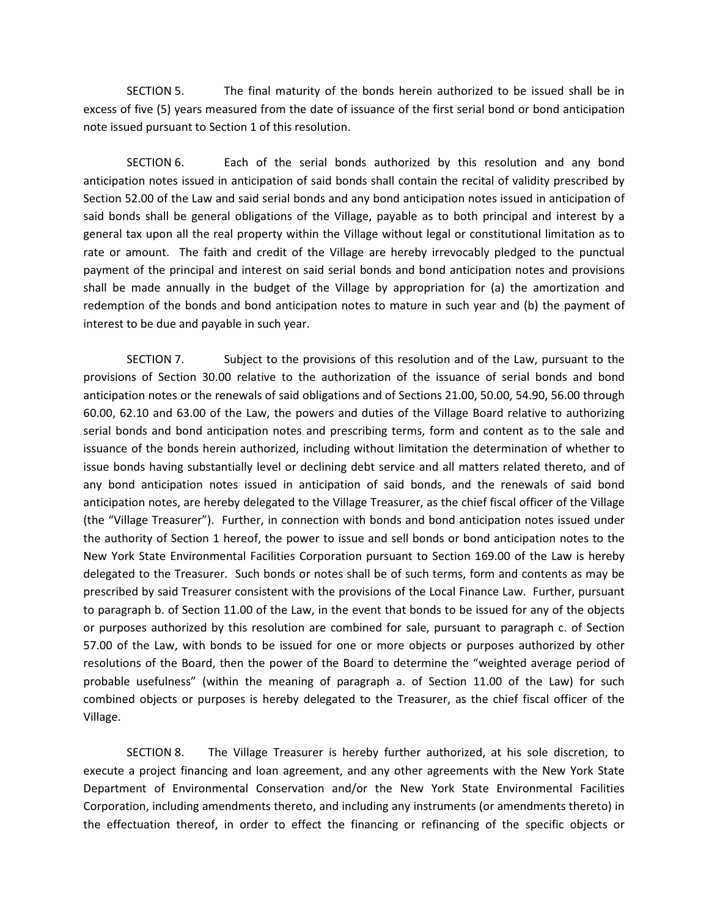SECTION 5. The final maturity of the bonds herein authorized to be issued shall be in excess of five (5) years measured from the date of issuance of the first serial bond or bond anticipation note issued pursuant to Section 1 of this resolution.

SECTION 6. Each of the serial bonds authorized by this resolution and any bond anticipation notes issued in anticipation of said bonds shall contain the recital of validity prescribed by Section 52.00 of the Law and said serial bonds and any bond anticipation notes issued in anticipation of said bonds shall be general obligations of the Village, payable as to both principal and interest by a general tax upon all the real property within the Village without legal or constitutional limitation as to rate or amount. The faith and credit of the Village are hereby irrevocably pledged to the punctual payment of the principal and interest on said serial bonds and bond anticipation notes and provisions shall be made annually in the budget of the Village by appropriation for (a) the amortization and redemption of the bonds and bond anticipation notes to mature in such year and (b) the payment of interest to be due and payable in such year.

SECTION 7. Subject to the provisions of this resolution and of the Law, pursuant to the provisions of Section 30.00 relative to the authorization of the issuance of serial bonds and bond anticipation notes or the renewals of said obligations and of Sections 21.00, 50.00, 54.90, 56.00 through 60.00, 62.10 and 63.00 of the Law, the powers and duties of the Village Board relative to authorizing serial bonds and bond anticipation notes and prescribing terms, form and content as to the sale and issuance of the bonds herein authorized, including without limitation the determination of whether to issue bonds having substantially level or declining debt service and all matters related thereto, and of any bond anticipation notes issued in anticipation of said bonds, and the renewals of said bond anticipation notes, are hereby delegated to the Village Treasurer, as the chief fiscal officer of the Village (the "Village Treasurer"). Further, in connection with bonds and bond anticipation notes issued under the authority of Section 1 hereof, the power to issue and sell bonds or bond anticipation notes to the New York State Environmental Facilities Corporation pursuant to Section 169.00 of the Law is hereby delegated to the Treasurer. Such bonds or notes shall be of such terms, form and contents as may be prescribed by said Treasurer consistent with the provisions of the Local Finance Law. Further, pursuant to paragraph b. of Section 11.00 of the Law, in the event that bonds to be issued for any of the objects or purposes authorized by this resolution are combined for sale, pursuant to paragraph c. of Section 57.00 of the Law, with bonds to be issued for one or more objects or purposes authorized by other resolutions of the Board, then the power of the Board to determine the "weighted average period of probable usefulness" (within the meaning of paragraph a. of Section 11.00 of the Law) for such combined objects or purposes is hereby delegated to the Treasurer, as the chief fiscal officer of the Village.

SECTION 8. The Village Treasurer is hereby further authorized, at his sole discretion, to execute a project financing and loan agreement, and any other agreements with the New York State Department of Environmental Conservation and/or the New York State Environmental Facilities Corporation, including amendments thereto, and including any instruments (or amendments thereto) in the effectuation thereof, in order to effect the financing or refinancing of the specific objects or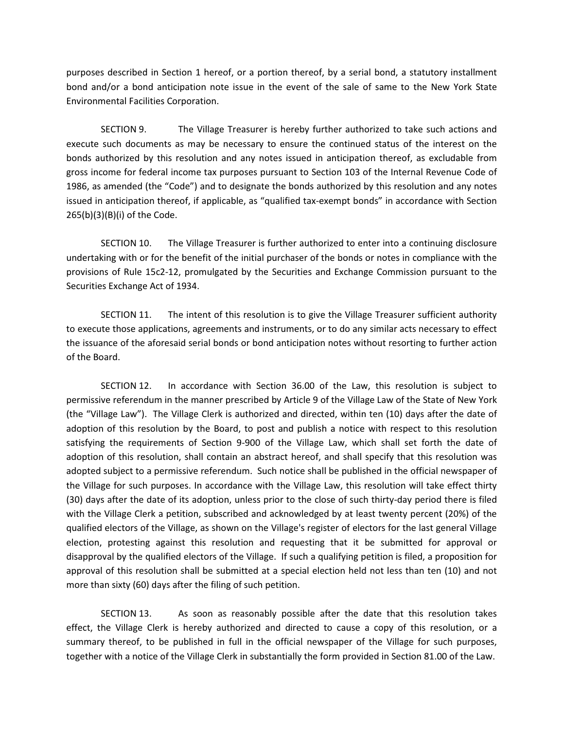purposes described in Section 1 hereof, or a portion thereof, by a serial bond, a statutory installment bond and/or a bond anticipation note issue in the event of the sale of same to the New York State Environmental Facilities Corporation.

SECTION 9. The Village Treasurer is hereby further authorized to take such actions and execute such documents as may be necessary to ensure the continued status of the interest on the bonds authorized by this resolution and any notes issued in anticipation thereof, as excludable from gross income for federal income tax purposes pursuant to Section 103 of the Internal Revenue Code of 1986, as amended (the "Code") and to designate the bonds authorized by this resolution and any notes issued in anticipation thereof, if applicable, as "qualified tax-exempt bonds" in accordance with Section 265(b)(3)(B)(i) of the Code.

SECTION 10. The Village Treasurer is further authorized to enter into a continuing disclosure undertaking with or for the benefit of the initial purchaser of the bonds or notes in compliance with the provisions of Rule 15c2-12, promulgated by the Securities and Exchange Commission pursuant to the Securities Exchange Act of 1934.

SECTION 11. The intent of this resolution is to give the Village Treasurer sufficient authority to execute those applications, agreements and instruments, or to do any similar acts necessary to effect the issuance of the aforesaid serial bonds or bond anticipation notes without resorting to further action of the Board.

SECTION 12. In accordance with Section 36.00 of the Law, this resolution is subject to permissive referendum in the manner prescribed by Article 9 of the Village Law of the State of New York (the "Village Law"). The Village Clerk is authorized and directed, within ten (10) days after the date of adoption of this resolution by the Board, to post and publish a notice with respect to this resolution satisfying the requirements of Section 9-900 of the Village Law, which shall set forth the date of adoption of this resolution, shall contain an abstract hereof, and shall specify that this resolution was adopted subject to a permissive referendum. Such notice shall be published in the official newspaper of the Village for such purposes. In accordance with the Village Law, this resolution will take effect thirty (30) days after the date of its adoption, unless prior to the close of such thirty-day period there is filed with the Village Clerk a petition, subscribed and acknowledged by at least twenty percent (20%) of the qualified electors of the Village, as shown on the Village's register of electors for the last general Village election, protesting against this resolution and requesting that it be submitted for approval or disapproval by the qualified electors of the Village. If such a qualifying petition is filed, a proposition for approval of this resolution shall be submitted at a special election held not less than ten (10) and not more than sixty (60) days after the filing of such petition.

SECTION 13. As soon as reasonably possible after the date that this resolution takes effect, the Village Clerk is hereby authorized and directed to cause a copy of this resolution, or a summary thereof, to be published in full in the official newspaper of the Village for such purposes, together with a notice of the Village Clerk in substantially the form provided in Section 81.00 of the Law.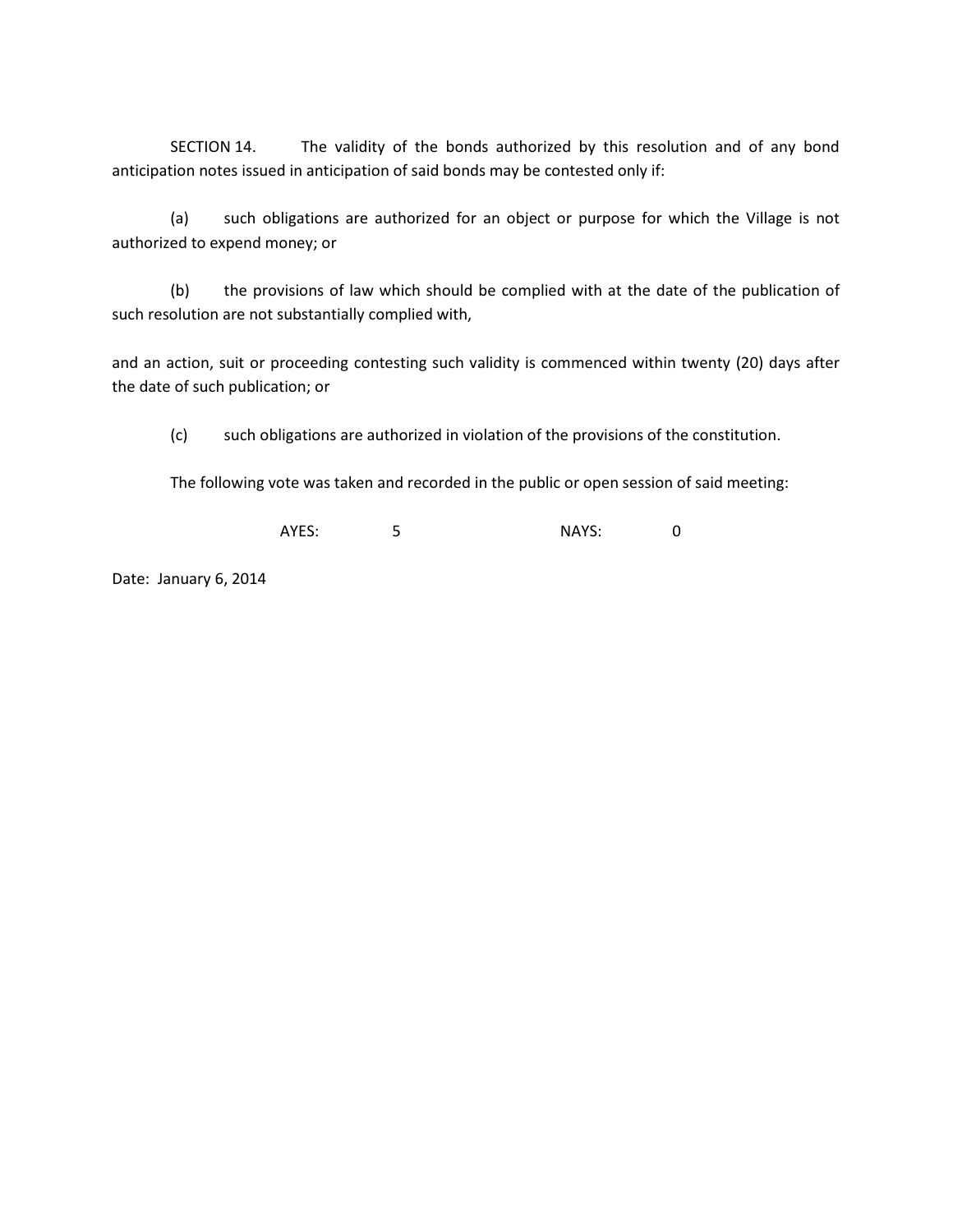SECTION 14. The validity of the bonds authorized by this resolution and of any bond anticipation notes issued in anticipation of said bonds may be contested only if:

(a) such obligations are authorized for an object or purpose for which the Village is not authorized to expend money; or

(b) the provisions of law which should be complied with at the date of the publication of such resolution are not substantially complied with,

and an action, suit or proceeding contesting such validity is commenced within twenty (20) days after the date of such publication; or

(c) such obligations are authorized in violation of the provisions of the constitution.

The following vote was taken and recorded in the public or open session of said meeting:

AYES: 5 NAYS: 0

Date: January 6, 2014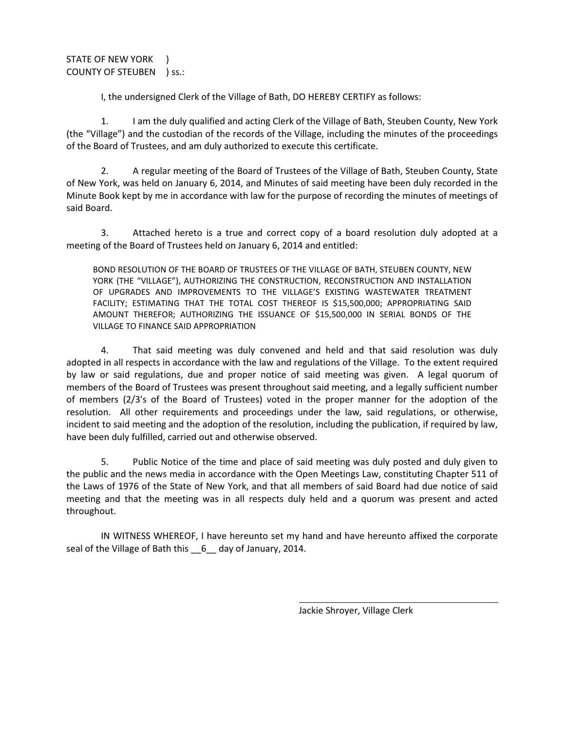STATE OF NEW YORK )
COUNTY OF STEUBEN ) ss.:

I, the undersigned Clerk of the Village of Bath, DO HEREBY CERTIFY as follows:

1. I am the duly qualified and acting Clerk of the Village of Bath, Steuben County, New York (the "Village") and the custodian of the records of the Village, including the minutes of the proceedings of the Board of Trustees, and am duly authorized to execute this certificate.

2. A regular meeting of the Board of Trustees of the Village of Bath, Steuben County, State of New York, was held on January 6, 2014, and Minutes of said meeting have been duly recorded in the Minute Book kept by me in accordance with law for the purpose of recording the minutes of meetings of said Board.

3. Attached hereto is a true and correct copy of a board resolution duly adopted at a meeting of the Board of Trustees held on January 6, 2014 and entitled:

> BOND RESOLUTION OF THE BOARD OF TRUSTEES OF THE VILLAGE OF BATH, STEUBEN COUNTY, NEW YORK (THE "VILLAGE"), AUTHORIZING THE CONSTRUCTION, RECONSTRUCTION AND INSTALLATION OF UPGRADES AND IMPROVEMENTS TO THE VILLAGE'S EXISTING WASTEWATER TREATMENT FACILITY; ESTIMATING THAT THE TOTAL COST THEREOF IS $15,500,000; APPROPRIATING SAID AMOUNT THEREFOR; AUTHORIZING THE ISSUANCE OF $15,500,000 IN SERIAL BONDS OF THE VILLAGE TO FINANCE SAID APPROPRIATION

4. That said meeting was duly convened and held and that said resolution was duly adopted in all respects in accordance with the law and regulations of the Village. To the extent required by law or said regulations, due and proper notice of said meeting was given. A legal quorum of members of the Board of Trustees was present throughout said meeting, and a legally sufficient number of members (2/3's of the Board of Trustees) voted in the proper manner for the adoption of the resolution. All other requirements and proceedings under the law, said regulations, or otherwise, incident to said meeting and the adoption of the resolution, including the publication, if required by law, have been duly fulfilled, carried out and otherwise observed.

5. Public Notice of the time and place of said meeting was duly posted and duly given to the public and the news media in accordance with the Open Meetings Law, constituting Chapter 511 of the Laws of 1976 of the State of New York, and that all members of said Board had due notice of said meeting and that the meeting was in all respects duly held and a quorum was present and acted throughout.

IN WITNESS WHEREOF, I have hereunto set my hand and have hereunto affixed the corporate seal of the Village of Bath this __6__ day of January, 2014.

\_\_\_\_\_\_\_\_\_\_\_\_\_\_\_\_\_\_\_\_\_\_\_\_\_\_\_\_\_\_\_\_\_\_\_\_

Jackie Shroyer, Village Clerk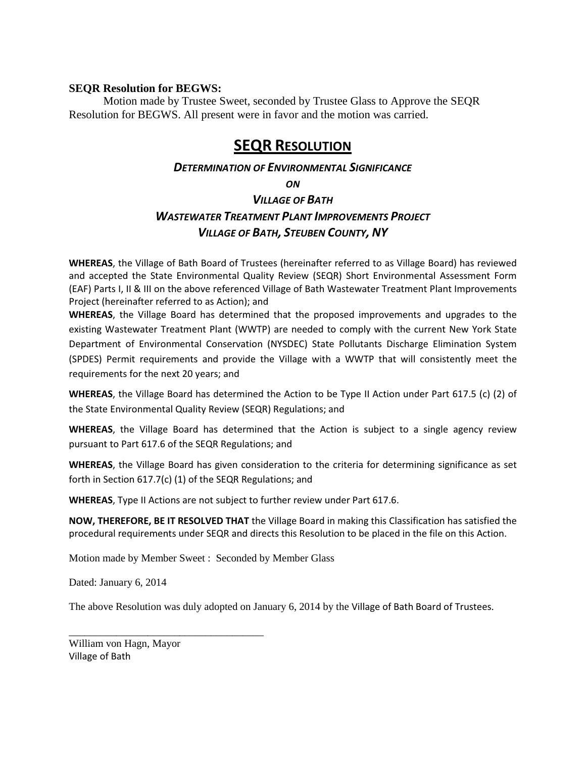**SEQR Resolution for BEGWS:**

Motion made by Trustee Sweet, seconded by Trustee Glass to Approve the SEQR Resolution for BEGWS. All present were in favor and the motion was carried.

# SEQR RESOLUTION

### *DETERMINATION OF ENVIRONMENTAL SIGNIFICANCE*

### *ON*

### *VILLAGE OF BATH*

### *WASTEWATER TREATMENT PLANT IMPROVEMENTS PROJECT*

### *VILLAGE OF BATH, STEUBEN COUNTY, NY*

**WHEREAS**, the Village of Bath Board of Trustees (hereinafter referred to as Village Board) has reviewed and accepted the State Environmental Quality Review (SEQR) Short Environmental Assessment Form (EAF) Parts I, II & III on the above referenced Village of Bath Wastewater Treatment Plant Improvements Project (hereinafter referred to as Action); and

**WHEREAS**, the Village Board has determined that the proposed improvements and upgrades to the existing Wastewater Treatment Plant (WWTP) are needed to comply with the current New York State Department of Environmental Conservation (NYSDEC) State Pollutants Discharge Elimination System (SPDES) Permit requirements and provide the Village with a WWTP that will consistently meet the requirements for the next 20 years; and

**WHEREAS**, the Village Board has determined the Action to be Type II Action under Part 617.5 (c) (2) of the State Environmental Quality Review (SEQR) Regulations; and

**WHEREAS**, the Village Board has determined that the Action is subject to a single agency review pursuant to Part 617.6 of the SEQR Regulations; and

**WHEREAS**, the Village Board has given consideration to the criteria for determining significance as set forth in Section 617.7(c) (1) of the SEQR Regulations; and

**WHEREAS**, Type II Actions are not subject to further review under Part 617.6.

**NOW, THEREFORE, BE IT RESOLVED THAT** the Village Board in making this Classification has satisfied the procedural requirements under SEQR and directs this Resolution to be placed in the file on this Action.

Motion made by Member Sweet : Seconded by Member Glass

Dated: January 6, 2014

The above Resolution was duly adopted on January 6, 2014 by the Village of Bath Board of Trustees.

\_\_\_\_\_\_\_\_\_\_\_\_\_\_\_\_\_\_\_\_\_\_\_\_\_\_\_\_\_\_\_\_\_\_\_\_\_

William von Hagn, Mayor  
Village of Bath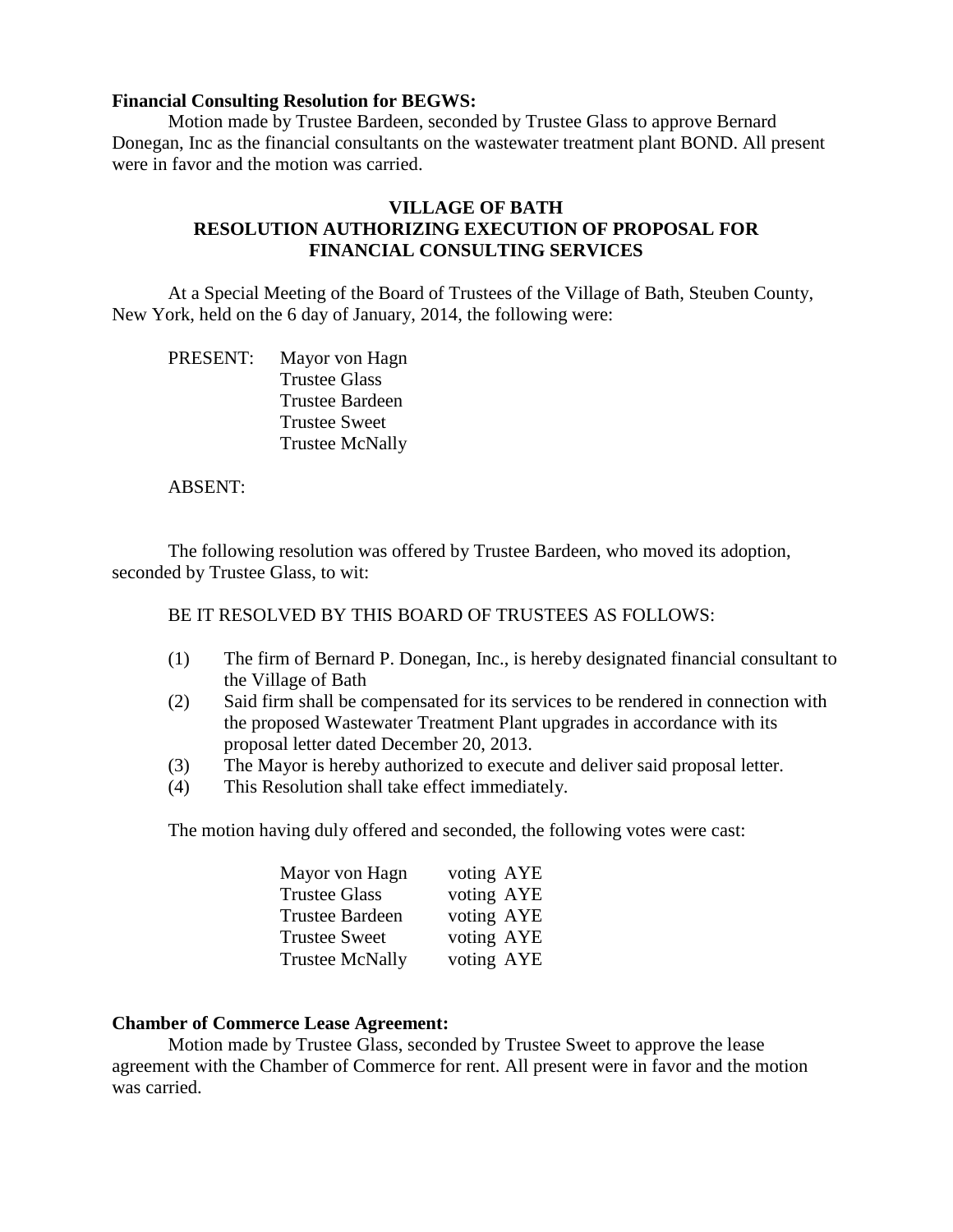**Financial Consulting Resolution for BEGWS:**

Motion made by Trustee Bardeen, seconded by Trustee Glass to approve Bernard Donegan, Inc as the financial consultants on the wastewater treatment plant BOND. All present were in favor and the motion was carried.

**VILLAGE OF BATH**
**RESOLUTION AUTHORIZING EXECUTION OF PROPOSAL FOR FINANCIAL CONSULTING SERVICES**

At a Special Meeting of the Board of Trustees of the Village of Bath, Steuben County, New York, held on the 6 day of January, 2014, the following were:

PRESENT: Mayor von Hagn
Trustee Glass
Trustee Bardeen
Trustee Sweet
Trustee McNally

ABSENT:

The following resolution was offered by Trustee Bardeen, who moved its adoption, seconded by Trustee Glass, to wit:

BE IT RESOLVED BY THIS BOARD OF TRUSTEES AS FOLLOWS:

(1) The firm of Bernard P. Donegan, Inc., is hereby designated financial consultant to the Village of Bath
(2) Said firm shall be compensated for its services to be rendered in connection with the proposed Wastewater Treatment Plant upgrades in accordance with its proposal letter dated December 20, 2013.
(3) The Mayor is hereby authorized to execute and deliver said proposal letter.
(4) This Resolution shall take effect immediately.

The motion having duly offered and seconded, the following votes were cast:

| | |
|---|---|
| Mayor von Hagn | voting AYE |
| Trustee Glass | voting AYE |
| Trustee Bardeen | voting AYE |
| Trustee Sweet | voting AYE |
| Trustee McNally | voting AYE |

**Chamber of Commerce Lease Agreement:**

Motion made by Trustee Glass, seconded by Trustee Sweet to approve the lease agreement with the Chamber of Commerce for rent. All present were in favor and the motion was carried.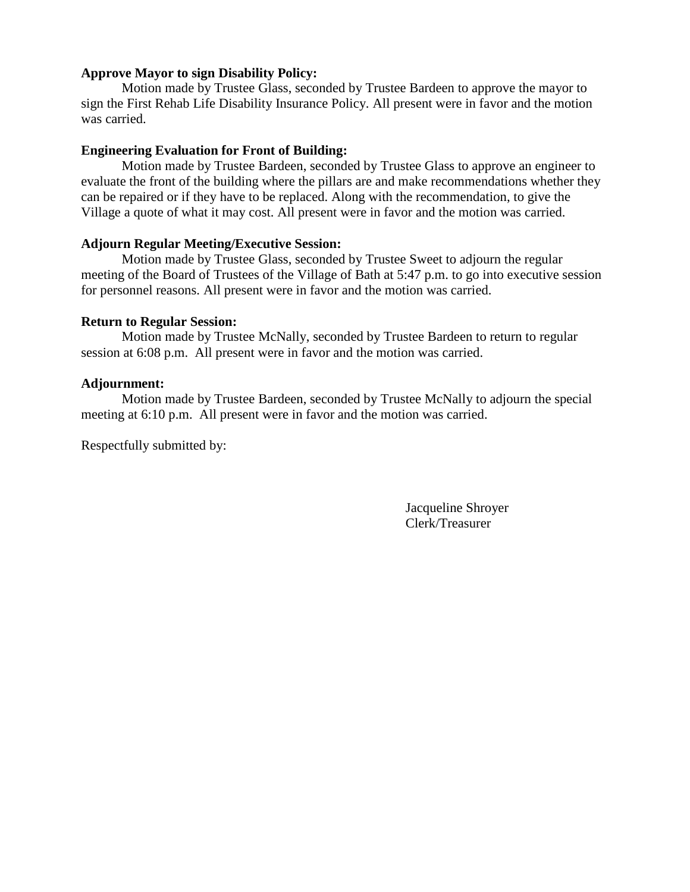**Approve Mayor to sign Disability Policy:**

Motion made by Trustee Glass, seconded by Trustee Bardeen to approve the mayor to sign the First Rehab Life Disability Insurance Policy. All present were in favor and the motion was carried.

**Engineering Evaluation for Front of Building:**

Motion made by Trustee Bardeen, seconded by Trustee Glass to approve an engineer to evaluate the front of the building where the pillars are and make recommendations whether they can be repaired or if they have to be replaced. Along with the recommendation, to give the Village a quote of what it may cost. All present were in favor and the motion was carried.

**Adjourn Regular Meeting/Executive Session:**

Motion made by Trustee Glass, seconded by Trustee Sweet to adjourn the regular meeting of the Board of Trustees of the Village of Bath at 5:47 p.m. to go into executive session for personnel reasons. All present were in favor and the motion was carried.

**Return to Regular Session:**

Motion made by Trustee McNally, seconded by Trustee Bardeen to return to regular session at 6:08 p.m. All present were in favor and the motion was carried.

**Adjournment:**

Motion made by Trustee Bardeen, seconded by Trustee McNally to adjourn the special meeting at 6:10 p.m. All present were in favor and the motion was carried.

Respectfully submitted by:

Jacqueline Shroyer
Clerk/Treasurer